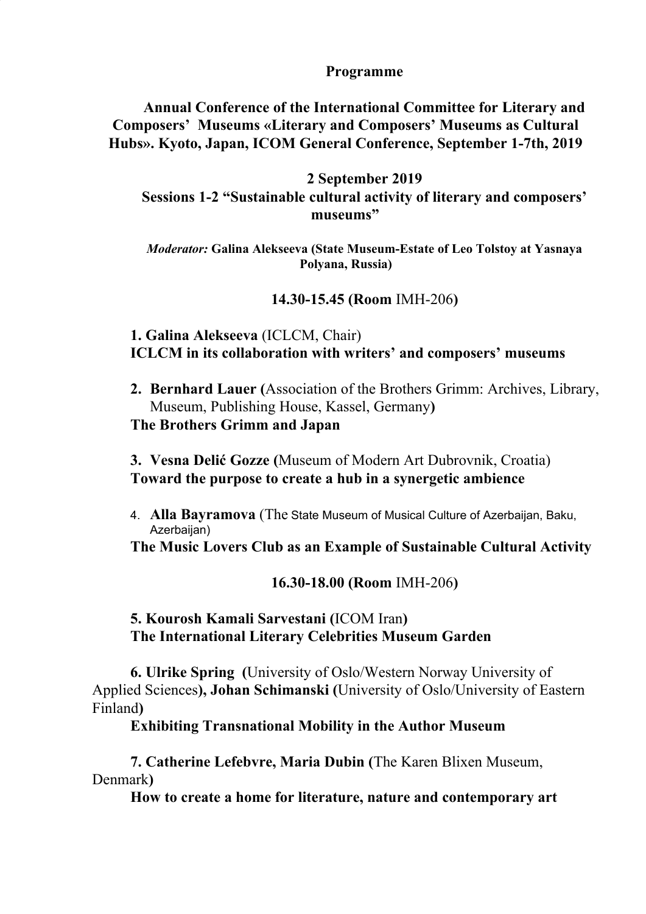# Programme

## Annual Conference of the International Committee for Literary and Composers' Museums «Literary and Composers' Museums as Cultural Hubs». Kyoto, Japan, ICOM General Conference, September 1-7th, 2019

### 2 September 2019

### Sessions 1-2 "Sustainable cultural activity of literary and composers' museums"

***Moderator:*** **Galina Alekseeva (State Museum-Estate of Leo Tolstoy at Yasnaya Polyana, Russia)**

**14.30-15.45 (Room** IMH-206**)**

**1. Galina Alekseeva** (ICLCM, Chair)
**ICLCM in its collaboration with writers' and composers' museums**

**2. Bernhard Lauer (**Association of the Brothers Grimm: Archives, Library, Museum, Publishing House, Kassel, Germany**)**
**The Brothers Grimm and Japan**

**3. Vesna Delić Gozze (**Museum of Modern Art Dubrovnik, Croatia)
**Toward the purpose to create a hub in a synergetic ambience**

4. **Alla Bayramova** (The State Museum of Musical Culture of Azerbaijan, Baku, Azerbaijan)
**The Music Lovers Club as an Example of Sustainable Cultural Activity**

**16.30-18.00 (Room** IMH-206**)**

**5. Kourosh Kamali Sarvestani (**ICOM Iran**)**
**The International Literary Celebrities Museum Garden**

**6. Ulrike Spring (**University of Oslo/Western Norway University of Applied Sciences**), Johan Schimanski (**University of Oslo/University of Eastern Finland**)**
**Exhibiting Transnational Mobility in the Author Museum**

**7. Catherine Lefebvre, Maria Dubin (**The Karen Blixen Museum, Denmark**)**
**How to create a home for literature, nature and contemporary art**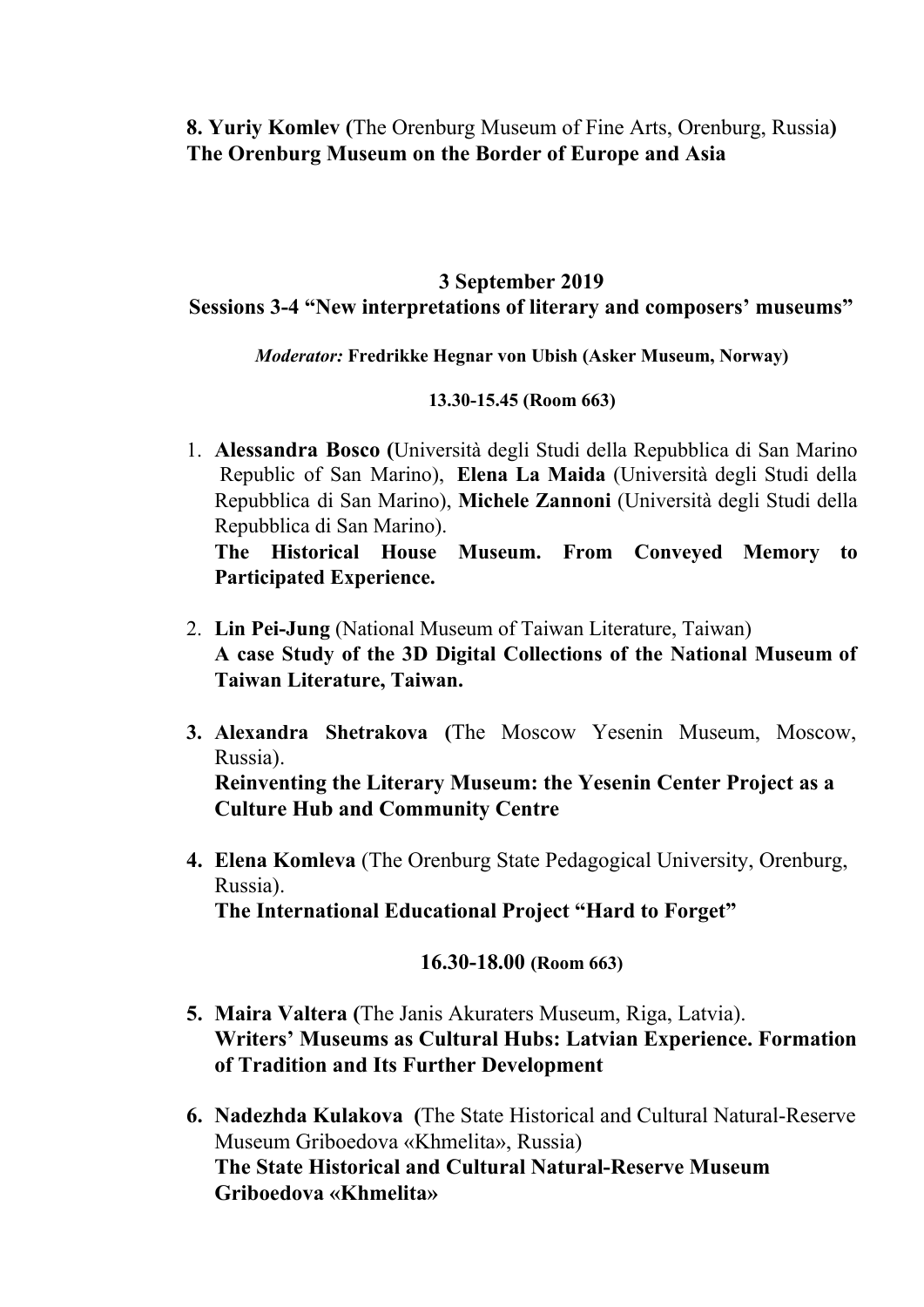**8. Yuriy Komlev (**The Orenburg Museum of Fine Arts, Orenburg, Russia**)**
**The Orenburg Museum on the Border of Europe and Asia**

**3 September 2019**
**Sessions 3-4 "New interpretations of literary and composers' museums"**

***Moderator:*** **Fredrikke Hegnar von Ubish (Asker Museum, Norway)**

**13.30-15.45 (Room 663)**

1. **Alessandra Bosco (**Università degli Studi della Repubblica di San Marino Republic of San Marino), **Elena La Maida** (Università degli Studi della Repubblica di San Marino), **Michele Zannoni** (Università degli Studi della Repubblica di San Marino).
   **The Historical House Museum. From Conveyed Memory to Participated Experience.**

2. **Lin Pei-Jung** (National Museum of Taiwan Literature, Taiwan)
   **A case Study of the 3D Digital Collections of the National Museum of Taiwan Literature, Taiwan.**

3. **Alexandra Shetrakova (**The Moscow Yesenin Museum, Moscow, Russia).
   **Reinventing the Literary Museum: the Yesenin Center Project as a Culture Hub and Community Centre**

4. **Elena Komleva** (The Orenburg State Pedagogical University, Orenburg, Russia).
   **The International Educational Project "Hard to Forget"**

**16.30-18.00 (Room 663)**

5. **Maira Valtera (**The Janis Akuraters Museum, Riga, Latvia).
   **Writers' Museums as Cultural Hubs: Latvian Experience. Formation of Tradition and Its Further Development**

6. **Nadezhda Kulakova (**The State Historical and Cultural Natural-Reserve Museum Griboedova «Khmelita», Russia)
   **The State Historical and Cultural Natural-Reserve Museum Griboedova «Khmelita»**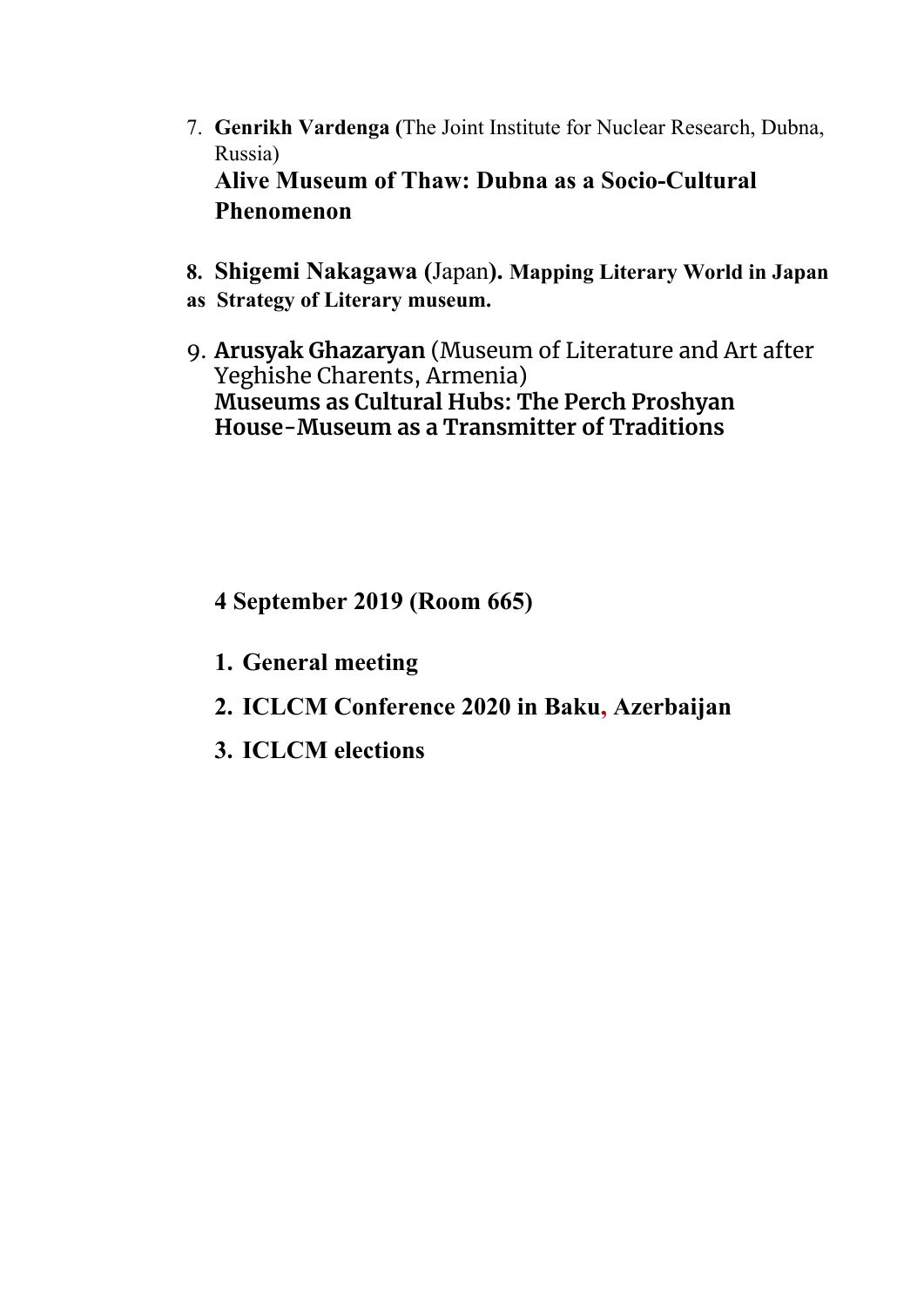7. **Genrikh Vardenga (**The Joint Institute for Nuclear Research, Dubna, Russia)
   **Alive Museum of Thaw: Dubna as a Socio-Cultural Phenomenon**

8. **Shigemi Nakagawa (**Japan**). Mapping Literary World in Japan as Strategy of Literary museum.**

9. **Arusyak Ghazaryan** (Museum of Literature and Art after Yeghishe Charents, Armenia)
   **Museums as Cultural Hubs: The Perch Proshyan House-Museum as a Transmitter of Traditions**

**4 September 2019 (Room 665)**

1. **General meeting**
2. **ICLCM Conference 2020 in Baku, Azerbaijan**
3. **ICLCM elections**